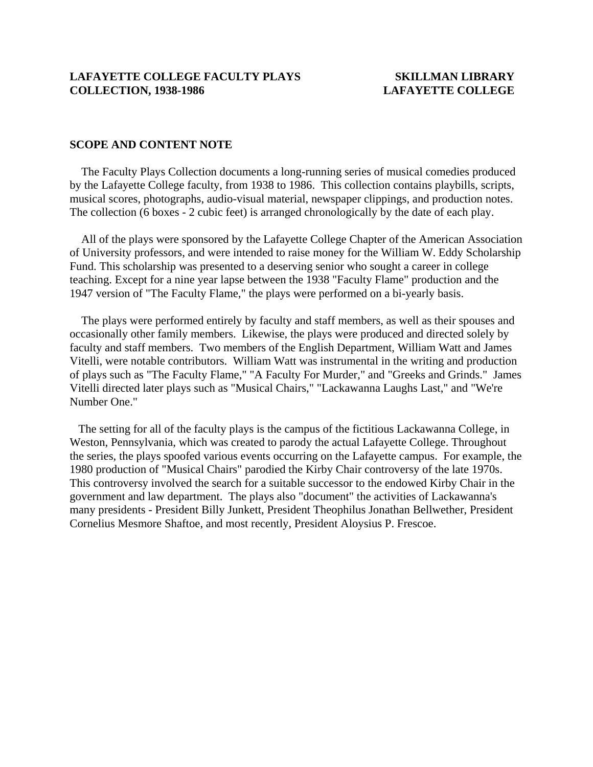**LAFAYETTE COLLEGE FACULTY PLAYS COLLECTION, 1938-1986**

**SKILLMAN LIBRARY LAFAYETTE COLLEGE**

## SCOPE AND CONTENT NOTE

The Faculty Plays Collection documents a long-running series of musical comedies produced by the Lafayette College faculty, from 1938 to 1986. This collection contains playbills, scripts, musical scores, photographs, audio-visual material, newspaper clippings, and production notes. The collection (6 boxes - 2 cubic feet) is arranged chronologically by the date of each play.

All of the plays were sponsored by the Lafayette College Chapter of the American Association of University professors, and were intended to raise money for the William W. Eddy Scholarship Fund. This scholarship was presented to a deserving senior who sought a career in college teaching. Except for a nine year lapse between the 1938 "Faculty Flame" production and the 1947 version of "The Faculty Flame," the plays were performed on a bi-yearly basis.

The plays were performed entirely by faculty and staff members, as well as their spouses and occasionally other family members. Likewise, the plays were produced and directed solely by faculty and staff members. Two members of the English Department, William Watt and James Vitelli, were notable contributors. William Watt was instrumental in the writing and production of plays such as "The Faculty Flame," "A Faculty For Murder," and "Greeks and Grinds." James Vitelli directed later plays such as "Musical Chairs," "Lackawanna Laughs Last," and "We're Number One."

The setting for all of the faculty plays is the campus of the fictitious Lackawanna College, in Weston, Pennsylvania, which was created to parody the actual Lafayette College. Throughout the series, the plays spoofed various events occurring on the Lafayette campus. For example, the 1980 production of "Musical Chairs" parodied the Kirby Chair controversy of the late 1970s. This controversy involved the search for a suitable successor to the endowed Kirby Chair in the government and law department. The plays also "document" the activities of Lackawanna's many presidents - President Billy Junkett, President Theophilus Jonathan Bellwether, President Cornelius Mesmore Shaftoe, and most recently, President Aloysius P. Frescoe.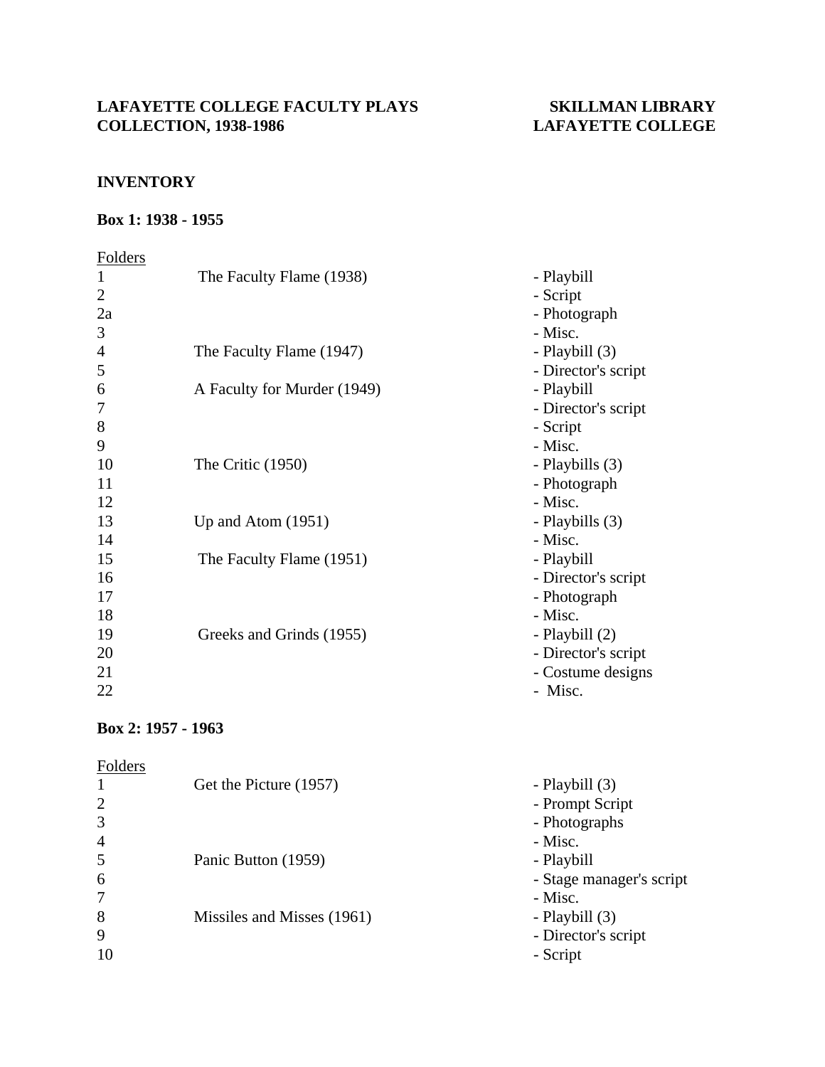**LAFAYETTE COLLEGE FACULTY PLAYS COLLECTION, 1938-1986**

**SKILLMAN LIBRARY LAFAYETTE COLLEGE**

## INVENTORY

### Box 1: 1938 - 1955

| Folders | | |
|---|---|---|
| 1 | The Faculty Flame (1938) | - Playbill |
| 2 | | - Script |
| 2a | | - Photograph |
| 3 | | - Misc. |
| 4 | The Faculty Flame (1947) | - Playbill (3) |
| 5 | | - Director's script |
| 6 | A Faculty for Murder (1949) | - Playbill |
| 7 | | - Director's script |
| 8 | | - Script |
| 9 | | - Misc. |
| 10 | The Critic (1950) | - Playbills (3) |
| 11 | | - Photograph |
| 12 | | - Misc. |
| 13 | Up and Atom (1951) | - Playbills (3) |
| 14 | | - Misc. |
| 15 | The Faculty Flame (1951) | - Playbill |
| 16 | | - Director's script |
| 17 | | - Photograph |
| 18 | | - Misc. |
| 19 | Greeks and Grinds (1955) | - Playbill (2) |
| 20 | | - Director's script |
| 21 | | - Costume designs |
| 22 | | - Misc. |

### Box 2: 1957 - 1963

| Folders | | |
|---|---|---|
| 1 | Get the Picture (1957) | - Playbill (3) |
| 2 | | - Prompt Script |
| 3 | | - Photographs |
| 4 | | - Misc. |
| 5 | Panic Button (1959) | - Playbill |
| 6 | | - Stage manager's script |
| 7 | | - Misc. |
| 8 | Missiles and Misses (1961) | - Playbill (3) |
| 9 | | - Director's script |
| 10 | | - Script |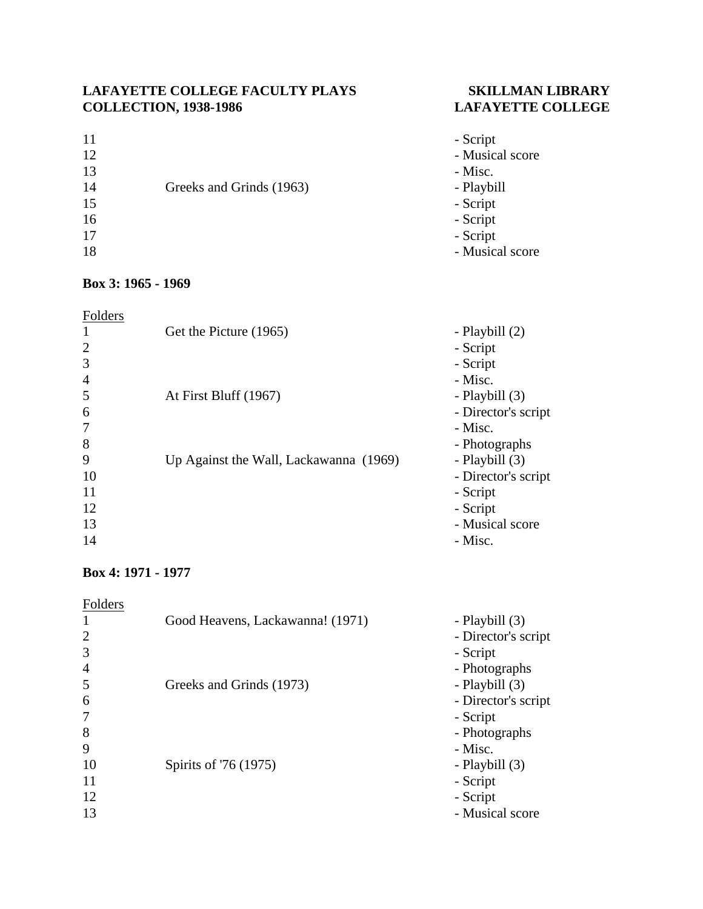| | | |
|---|---|---|
| 11 | | - Script |
| 12 | | - Musical score |
| 13 | | - Misc. |
| 14 | Greeks and Grinds (1963) | - Playbill |
| 15 | | - Script |
| 16 | | - Script |
| 17 | | - Script |
| 18 | | - Musical score |

**Box 3: 1965 - 1969**

| Folders | | |
|---|---|---|
| 1 | Get the Picture (1965) | - Playbill (2) |
| 2 | | - Script |
| 3 | | - Script |
| 4 | | - Misc. |
| 5 | At First Bluff (1967) | - Playbill (3) |
| 6 | | - Director's script |
| 7 | | - Misc. |
| 8 | | - Photographs |
| 9 | Up Against the Wall, Lackawanna (1969) | - Playbill (3) |
| 10 | | - Director's script |
| 11 | | - Script |
| 12 | | - Script |
| 13 | | - Musical score |
| 14 | | - Misc. |

**Box 4: 1971 - 1977**

| Folders | | |
|---|---|---|
| 1 | Good Heavens, Lackawanna! (1971) | - Playbill (3) |
| 2 | | - Director's script |
| 3 | | - Script |
| 4 | | - Photographs |
| 5 | Greeks and Grinds (1973) | - Playbill (3) |
| 6 | | - Director's script |
| 7 | | - Script |
| 8 | | - Photographs |
| 9 | | - Misc. |
| 10 | Spirits of '76 (1975) | - Playbill (3) |
| 11 | | - Script |
| 12 | | - Script |
| 13 | | - Musical score |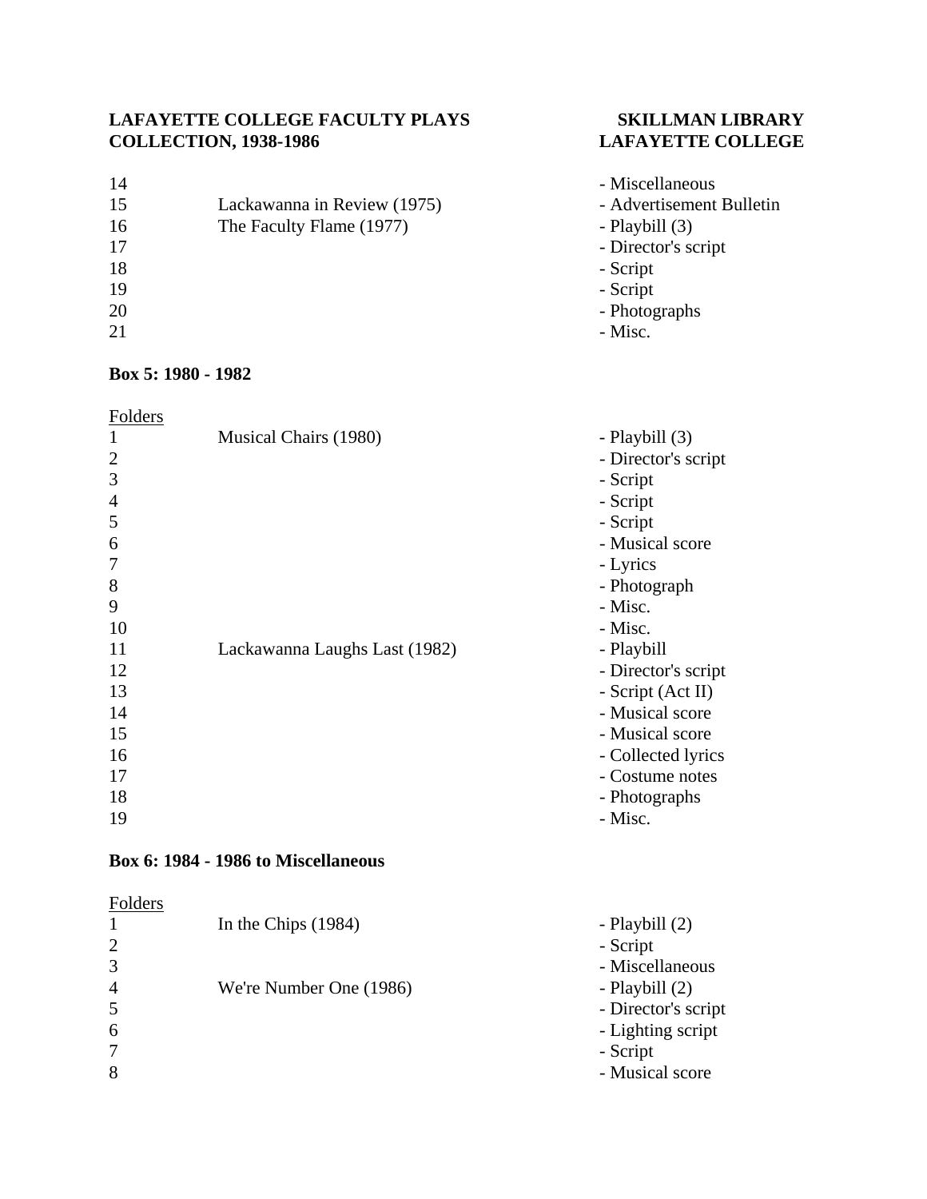| | | |
|---|---|---|
| 14 | | - Miscellaneous |
| 15 | Lackawanna in Review (1975) | - Advertisement Bulletin |
| 16 | The Faculty Flame (1977) | - Playbill (3) |
| 17 | | - Director's script |
| 18 | | - Script |
| 19 | | - Script |
| 20 | | - Photographs |
| 21 | | - Misc. |

**Box 5: 1980 - 1982**

| Folders | | |
|---|---|---|
| 1 | Musical Chairs (1980) | - Playbill (3) |
| 2 | | - Director's script |
| 3 | | - Script |
| 4 | | - Script |
| 5 | | - Script |
| 6 | | - Musical score |
| 7 | | - Lyrics |
| 8 | | - Photograph |
| 9 | | - Misc. |
| 10 | | - Misc. |
| 11 | Lackawanna Laughs Last (1982) | - Playbill |
| 12 | | - Director's script |
| 13 | | - Script (Act II) |
| 14 | | - Musical score |
| 15 | | - Musical score |
| 16 | | - Collected lyrics |
| 17 | | - Costume notes |
| 18 | | - Photographs |
| 19 | | - Misc. |

**Box 6: 1984 - 1986 to Miscellaneous**

| Folders | | |
|---|---|---|
| 1 | In the Chips (1984) | - Playbill (2) |
| 2 | | - Script |
| 3 | | - Miscellaneous |
| 4 | We're Number One (1986) | - Playbill (2) |
| 5 | | - Director's script |
| 6 | | - Lighting script |
| 7 | | - Script |
| 8 | | - Musical score |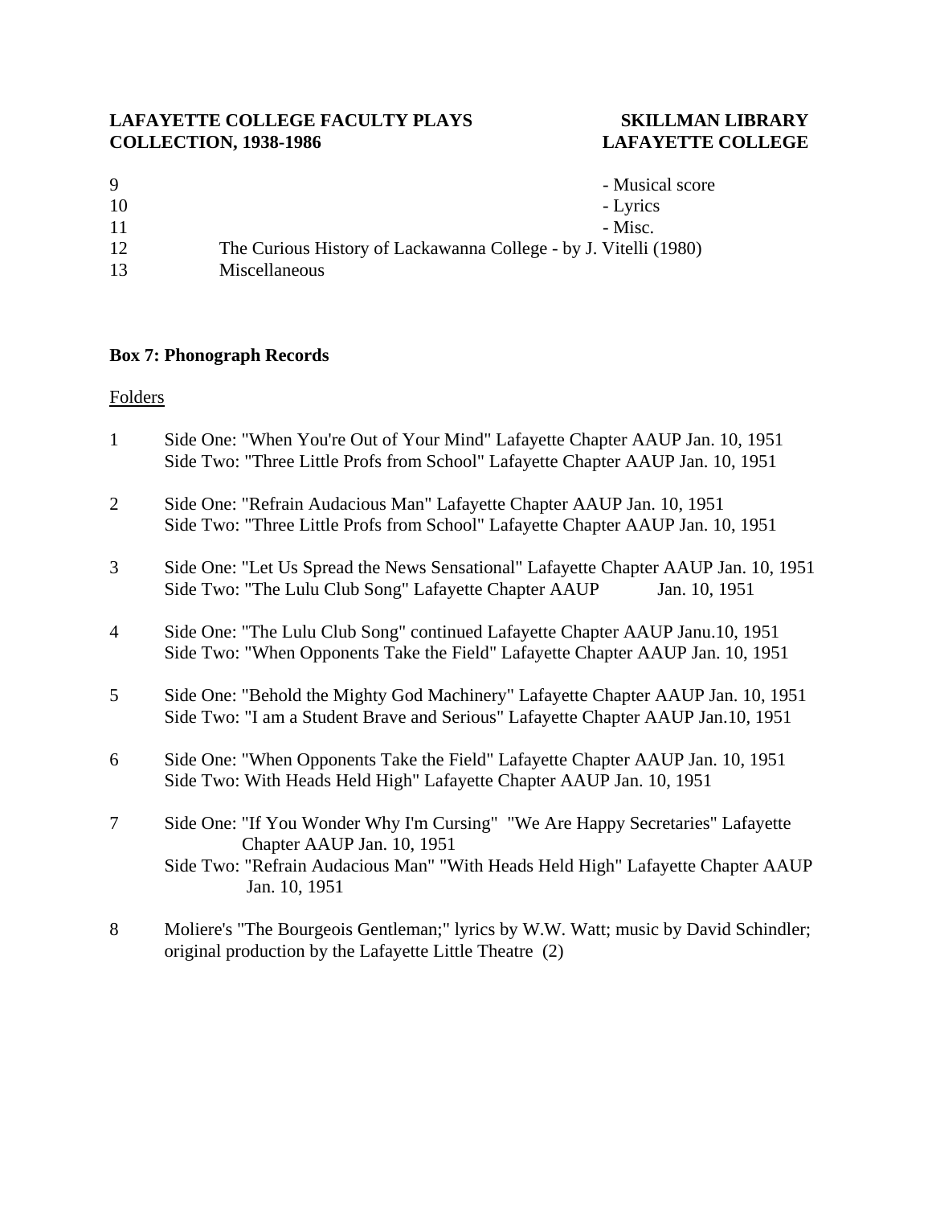| | | |
|---|---|---|
| 9 | | - Musical score |
| 10 | | - Lyrics |
| 11 | | - Misc. |
| 12 | The Curious History of Lackawanna College - by J. Vitelli (1980) | |
| 13 | Miscellaneous | |

**Box 7: Phonograph Records**

Folders

1 Side One: "When You're Out of Your Mind" Lafayette Chapter AAUP Jan. 10, 1951
Side Two: "Three Little Profs from School" Lafayette Chapter AAUP Jan. 10, 1951

2 Side One: "Refrain Audacious Man" Lafayette Chapter AAUP Jan. 10, 1951
Side Two: "Three Little Profs from School" Lafayette Chapter AAUP Jan. 10, 1951

3 Side One: "Let Us Spread the News Sensational" Lafayette Chapter AAUP Jan. 10, 1951
Side Two: "The Lulu Club Song" Lafayette Chapter AAUP Jan. 10, 1951

4 Side One: "The Lulu Club Song" continued Lafayette Chapter AAUP Janu.10, 1951
Side Two: "When Opponents Take the Field" Lafayette Chapter AAUP Jan. 10, 1951

5 Side One: "Behold the Mighty God Machinery" Lafayette Chapter AAUP Jan. 10, 1951
Side Two: "I am a Student Brave and Serious" Lafayette Chapter AAUP Jan.10, 1951

6 Side One: "When Opponents Take the Field" Lafayette Chapter AAUP Jan. 10, 1951
Side Two: With Heads Held High" Lafayette Chapter AAUP Jan. 10, 1951

7 Side One: "If You Wonder Why I'm Cursing" "We Are Happy Secretaries" Lafayette Chapter AAUP Jan. 10, 1951
Side Two: "Refrain Audacious Man" "With Heads Held High" Lafayette Chapter AAUP Jan. 10, 1951

8 Moliere's "The Bourgeois Gentleman;" lyrics by W.W. Watt; music by David Schindler; original production by the Lafayette Little Theatre (2)